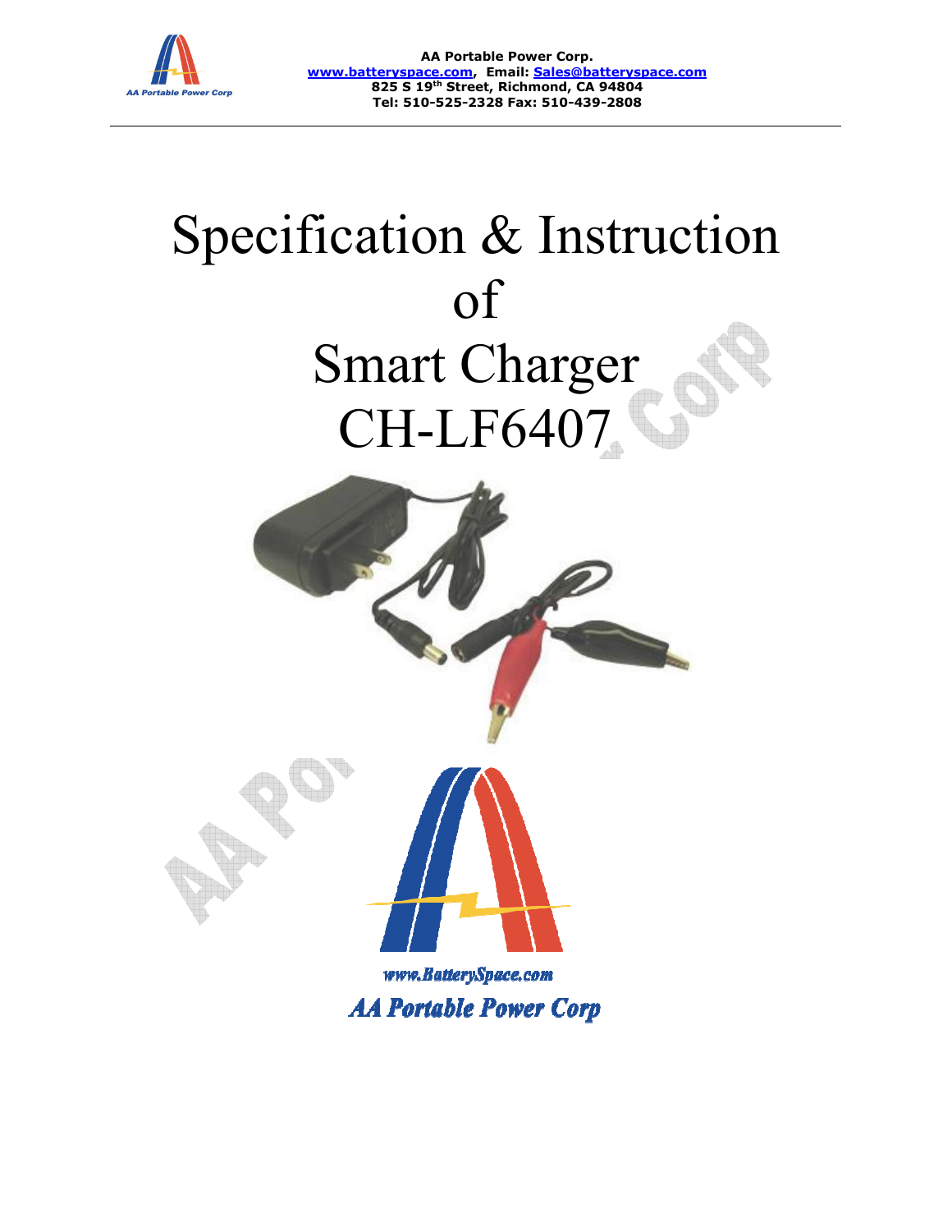AA Portable Power Corp.
www.batteryspace.com, Email: Sales@batteryspace.com
825 S 19th Street, Richmond, CA 94804
Tel: 510-525-2328 Fax: 510-439-2808

# Specification & Instruction of Smart Charger CH-LF6407

www.BatterySpace.com

AA Portable Power Corp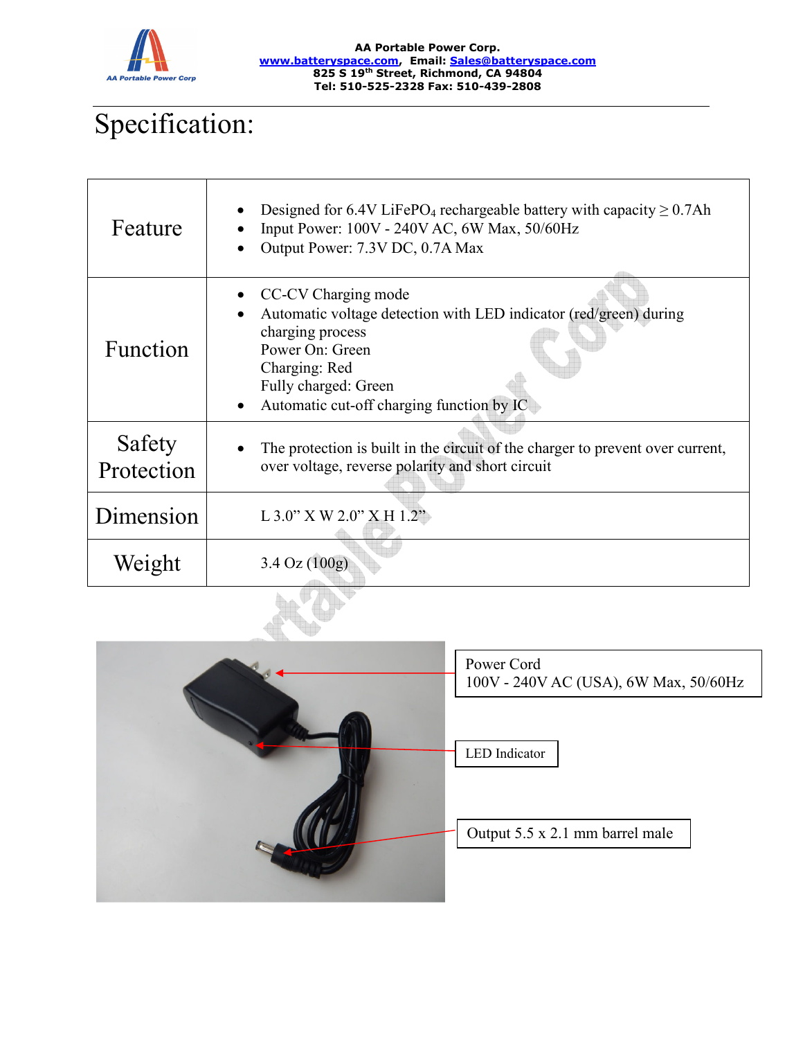# Specification:

| | |
|---|---|
| Feature | • Designed for 6.4V $LiFePO_4$ rechargeable battery with capacity ≥ 0.7Ah<br>• Input Power: 100V - 240V AC, 6W Max, 50/60Hz<br>• Output Power: 7.3V DC, 0.7A Max |
| Function | • CC-CV Charging mode<br>• Automatic voltage detection with LED indicator (red/green) during charging process<br>Power On: Green<br>Charging: Red<br>Fully charged: Green<br>• Automatic cut-off charging function by IC |
| Safety Protection | • The protection is built in the circuit of the charger to prevent over current, over voltage, reverse polarity and short circuit |
| Dimension | L 3.0" X W 2.0" X H 1.2" |
| Weight | 3.4 Oz (100g) |

Power Cord
100V - 240V AC (USA), 6W Max, 50/60Hz

LED Indicator

Output 5.5 x 2.1 mm barrel male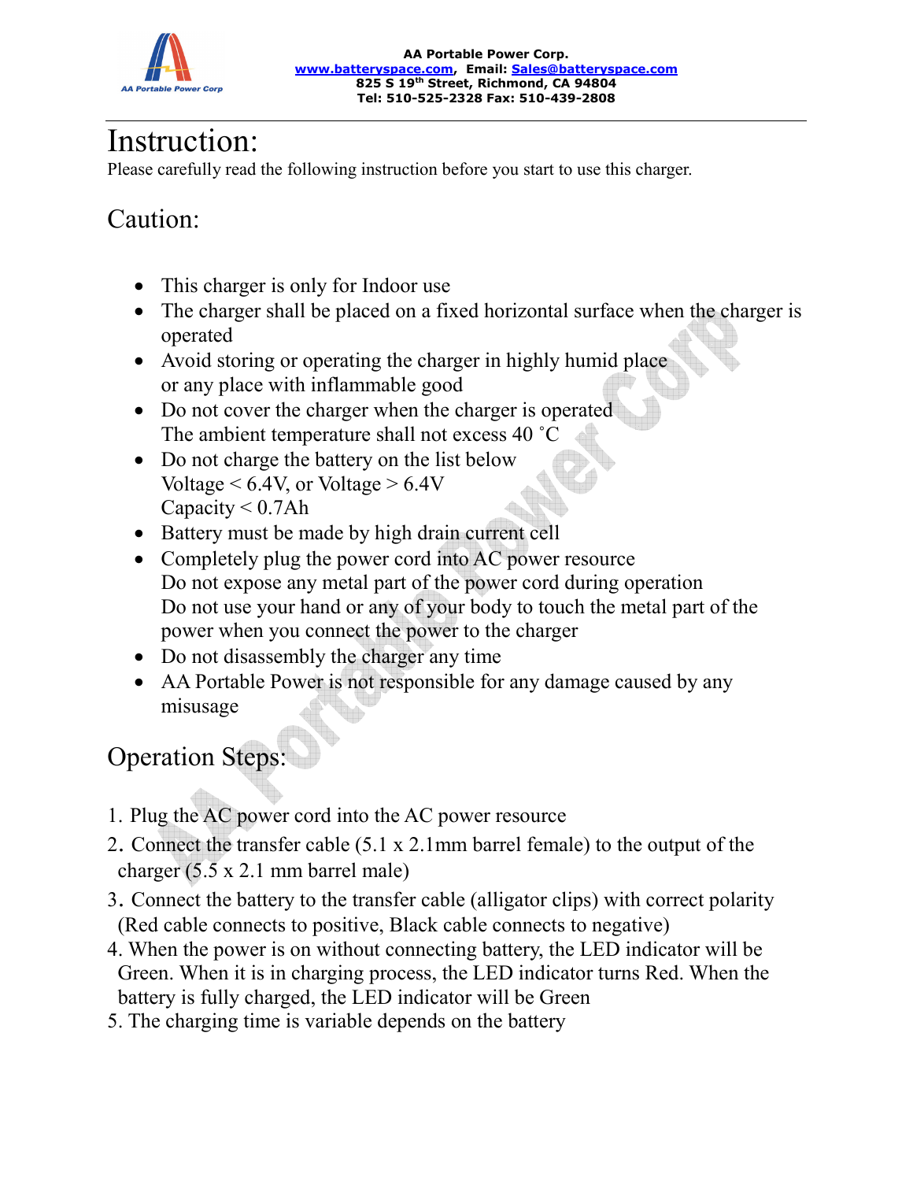# Instruction:

Please carefully read the following instruction before you start to use this charger.

## Caution:

- This charger is only for Indoor use
- The charger shall be placed on a fixed horizontal surface when the charger is operated
- Avoid storing or operating the charger in highly humid place or any place with inflammable good
- Do not cover the charger when the charger is operated
  The ambient temperature shall not excess 40 ˚C
- Do not charge the battery on the list below
  Voltage < 6.4V, or Voltage > 6.4V
  Capacity < 0.7Ah
- Battery must be made by high drain current cell
- Completely plug the power cord into AC power resource
  Do not expose any metal part of the power cord during operation
  Do not use your hand or any of your body to touch the metal part of the power when you connect the power to the charger
- Do not disassembly the charger any time
- AA Portable Power is not responsible for any damage caused by any misusage

## Operation Steps:

1. Plug the AC power cord into the AC power resource
2. Connect the transfer cable (5.1 x 2.1mm barrel female) to the output of the charger (5.5 x 2.1 mm barrel male)
3. Connect the battery to the transfer cable (alligator clips) with correct polarity (Red cable connects to positive, Black cable connects to negative)
4. When the power is on without connecting battery, the LED indicator will be Green. When it is in charging process, the LED indicator turns Red. When the battery is fully charged, the LED indicator will be Green
5. The charging time is variable depends on the battery